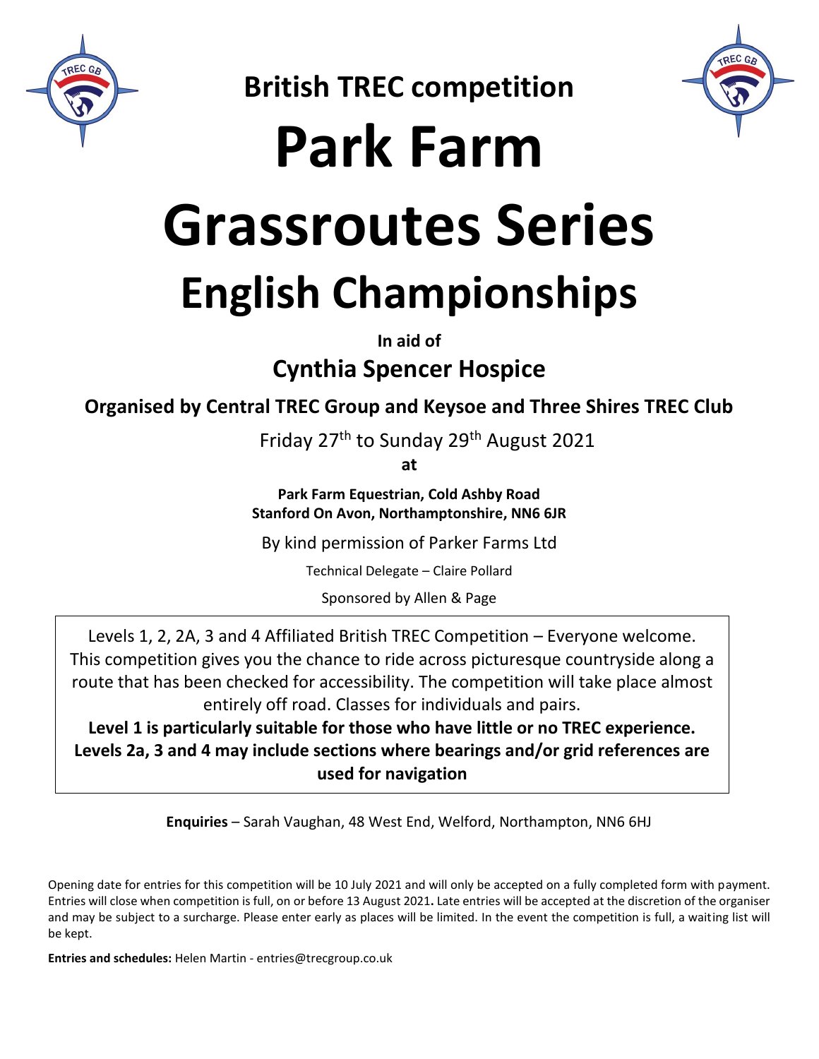**British TREC competition**

# Park Farm

# Grassroutes Series

## English Championships

**In aid of**

**Cynthia Spencer Hospice**

**Organised by Central TREC Group and Keysoe and Three Shires TREC Club**

Friday 27th to Sunday 29th August 2021

**at**

**Park Farm Equestrian, Cold Ashby Road**
**Stanford On Avon, Northamptonshire, NN6 6JR**

By kind permission of Parker Farms Ltd

Technical Delegate – Claire Pollard

Sponsored by Allen & Page

Levels 1, 2, 2A, 3 and 4 Affiliated British TREC Competition – Everyone welcome. This competition gives you the chance to ride across picturesque countryside along a route that has been checked for accessibility. The competition will take place almost entirely off road. Classes for individuals and pairs.

**Level 1 is particularly suitable for those who have little or no TREC experience. Levels 2a, 3 and 4 may include sections where bearings and/or grid references are used for navigation**

**Enquiries** – Sarah Vaughan, 48 West End, Welford, Northampton, NN6 6HJ

Opening date for entries for this competition will be 10 July 2021 and will only be accepted on a fully completed form with payment. Entries will close when competition is full, on or before 13 August 2021**.** Late entries will be accepted at the discretion of the organiser and may be subject to a surcharge. Please enter early as places will be limited. In the event the competition is full, a waiting list will be kept.

**Entries and schedules:** Helen Martin - entries@trecgroup.co.uk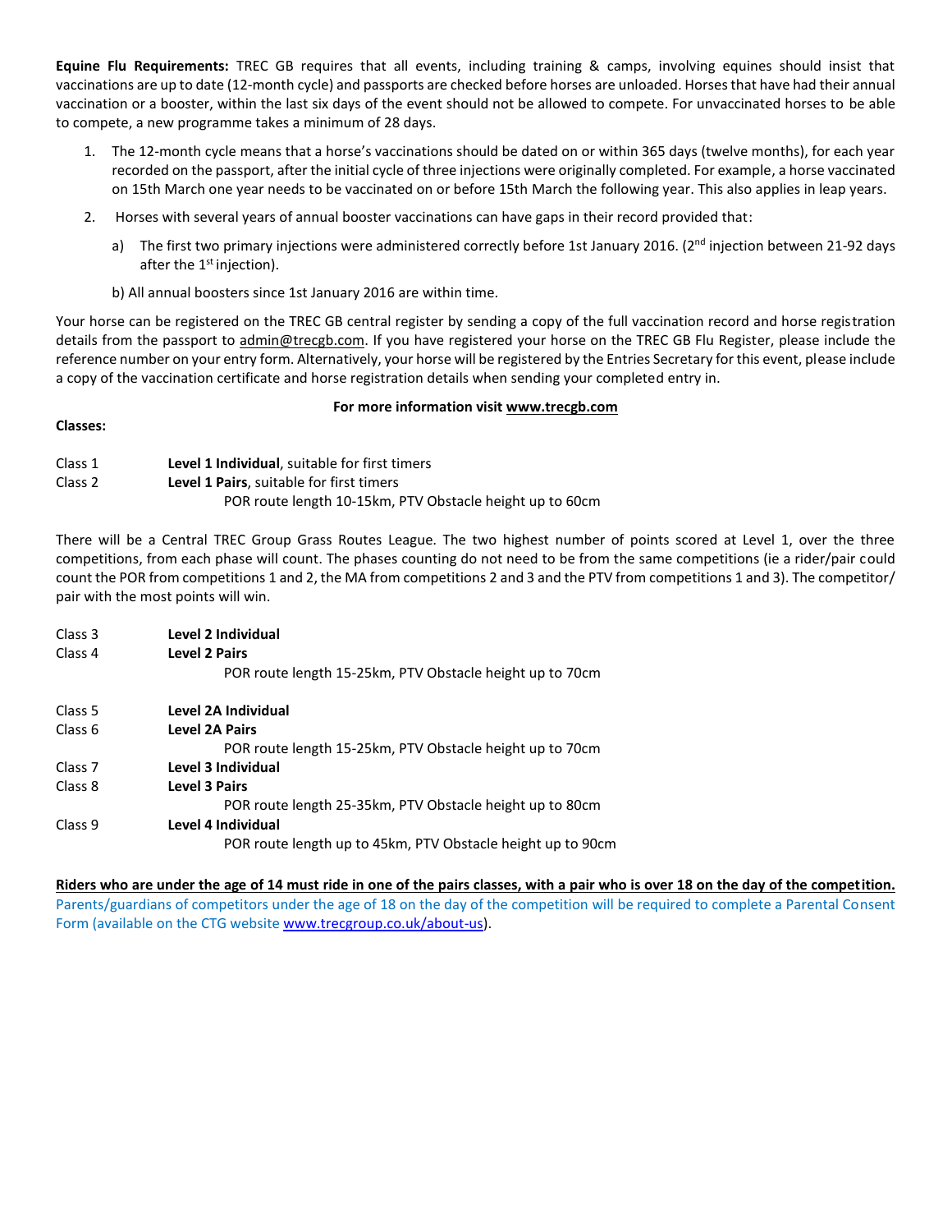**Equine Flu Requirements:** TREC GB requires that all events, including training & camps, involving equines should insist that vaccinations are up to date (12-month cycle) and passports are checked before horses are unloaded. Horses that have had their annual vaccination or a booster, within the last six days of the event should not be allowed to compete. For unvaccinated horses to be able to compete, a new programme takes a minimum of 28 days.

1. The 12-month cycle means that a horse's vaccinations should be dated on or within 365 days (twelve months), for each year recorded on the passport, after the initial cycle of three injections were originally completed. For example, a horse vaccinated on 15th March one year needs to be vaccinated on or before 15th March the following year. This also applies in leap years.
2. Horses with several years of annual booster vaccinations can have gaps in their record provided that:
   a) The first two primary injections were administered correctly before 1st January 2016. (2nd injection between 21-92 days after the 1st injection).
   
   b) All annual boosters since 1st January 2016 are within time.

Your horse can be registered on the TREC GB central register by sending a copy of the full vaccination record and horse registration details from the passport to admin@trecgb.com. If you have registered your horse on the TREC GB Flu Register, please include the reference number on your entry form. Alternatively, your horse will be registered by the Entries Secretary for this event, please include a copy of the vaccination certificate and horse registration details when sending your completed entry in.

**For more information visit www.trecgb.com**

**Classes:**

Class 1 **Level 1 Individual**, suitable for first timers
Class 2 **Level 1 Pairs**, suitable for first timers
POR route length 10-15km, PTV Obstacle height up to 60cm

There will be a Central TREC Group Grass Routes League. The two highest number of points scored at Level 1, over the three competitions, from each phase will count. The phases counting do not need to be from the same competitions (ie a rider/pair could count the POR from competitions 1 and 2, the MA from competitions 2 and 3 and the PTV from competitions 1 and 3). The competitor/ pair with the most points will win.

Class 3 **Level 2 Individual**
Class 4 **Level 2 Pairs**
POR route length 15-25km, PTV Obstacle height up to 70cm

Class 5 **Level 2A Individual**
Class 6 **Level 2A Pairs**
POR route length 15-25km, PTV Obstacle height up to 70cm
Class 7 **Level 3 Individual**
Class 8 **Level 3 Pairs**
POR route length 25-35km, PTV Obstacle height up to 80cm
Class 9 **Level 4 Individual**
POR route length up to 45km, PTV Obstacle height up to 90cm

**Riders who are under the age of 14 must ride in one of the pairs classes, with a pair who is over 18 on the day of the competition.**
Parents/guardians of competitors under the age of 18 on the day of the competition will be required to complete a Parental Consent Form (available on the CTG website www.trecgroup.co.uk/about-us).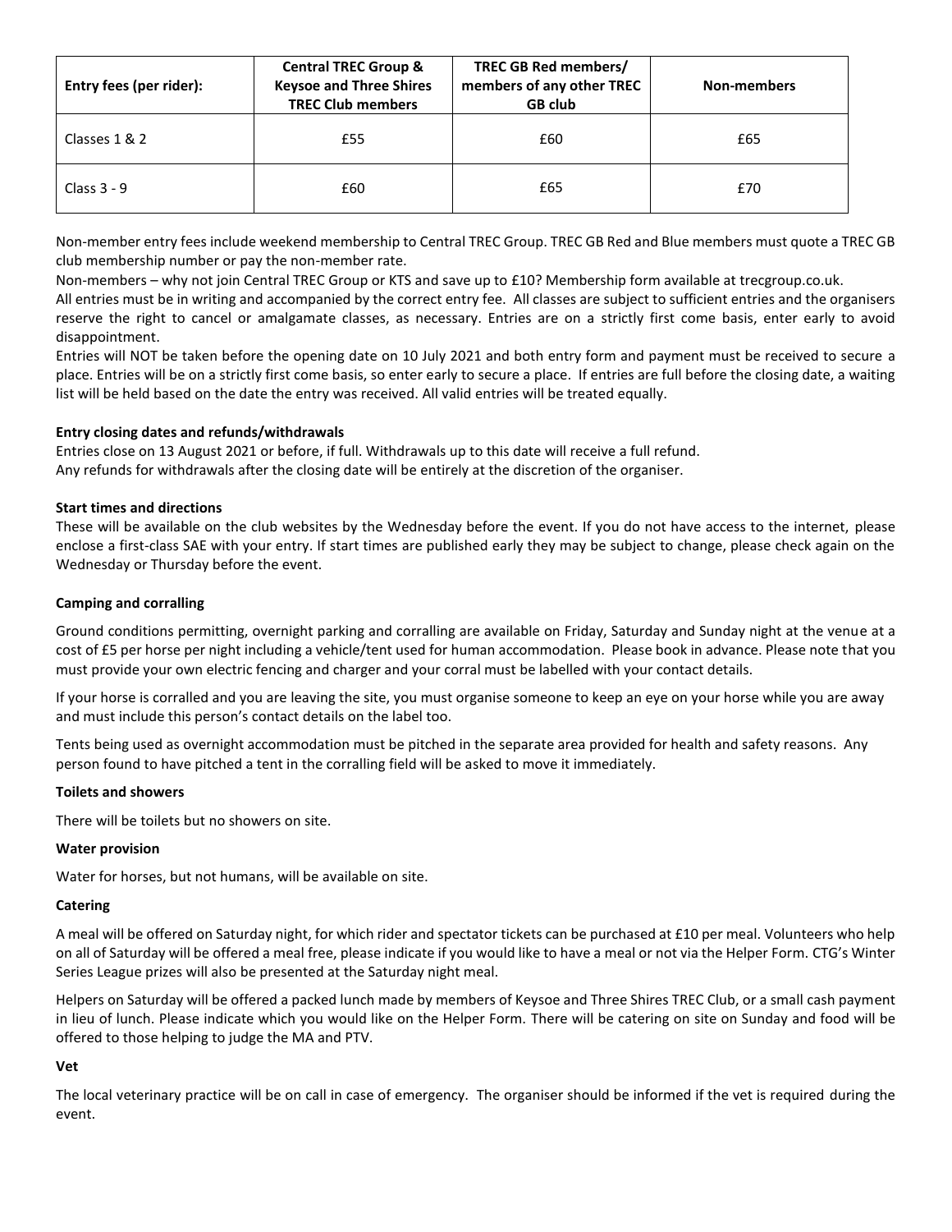| Entry fees (per rider): | Central TREC Group & Keysoe and Three Shires TREC Club members | TREC GB Red members/ members of any other TREC GB club | Non-members |
|---|---|---|---|
| Classes 1 & 2 | £55 | £60 | £65 |
| Class 3 - 9 | £60 | £65 | £70 |

Non-member entry fees include weekend membership to Central TREC Group. TREC GB Red and Blue members must quote a TREC GB club membership number or pay the non-member rate.

Non-members – why not join Central TREC Group or KTS and save up to £10? Membership form available at trecgroup.co.uk.

All entries must be in writing and accompanied by the correct entry fee. All classes are subject to sufficient entries and the organisers reserve the right to cancel or amalgamate classes, as necessary. Entries are on a strictly first come basis, enter early to avoid disappointment.

Entries will NOT be taken before the opening date on 10 July 2021 and both entry form and payment must be received to secure a place. Entries will be on a strictly first come basis, so enter early to secure a place. If entries are full before the closing date, a waiting list will be held based on the date the entry was received. All valid entries will be treated equally.

**Entry closing dates and refunds/withdrawals**

Entries close on 13 August 2021 or before, if full. Withdrawals up to this date will receive a full refund.
Any refunds for withdrawals after the closing date will be entirely at the discretion of the organiser.

**Start times and directions**

These will be available on the club websites by the Wednesday before the event. If you do not have access to the internet, please enclose a first-class SAE with your entry. If start times are published early they may be subject to change, please check again on the Wednesday or Thursday before the event.

**Camping and corralling**

Ground conditions permitting, overnight parking and corralling are available on Friday, Saturday and Sunday night at the venue at a cost of £5 per horse per night including a vehicle/tent used for human accommodation. Please book in advance. Please note that you must provide your own electric fencing and charger and your corral must be labelled with your contact details.

If your horse is corralled and you are leaving the site, you must organise someone to keep an eye on your horse while you are away and must include this person's contact details on the label too.

Tents being used as overnight accommodation must be pitched in the separate area provided for health and safety reasons. Any person found to have pitched a tent in the corralling field will be asked to move it immediately.

**Toilets and showers**

There will be toilets but no showers on site.

**Water provision**

Water for horses, but not humans, will be available on site.

**Catering**

A meal will be offered on Saturday night, for which rider and spectator tickets can be purchased at £10 per meal. Volunteers who help on all of Saturday will be offered a meal free, please indicate if you would like to have a meal or not via the Helper Form. CTG's Winter Series League prizes will also be presented at the Saturday night meal.

Helpers on Saturday will be offered a packed lunch made by members of Keysoe and Three Shires TREC Club, or a small cash payment in lieu of lunch. Please indicate which you would like on the Helper Form. There will be catering on site on Sunday and food will be offered to those helping to judge the MA and PTV.

**Vet**

The local veterinary practice will be on call in case of emergency. The organiser should be informed if the vet is required during the event.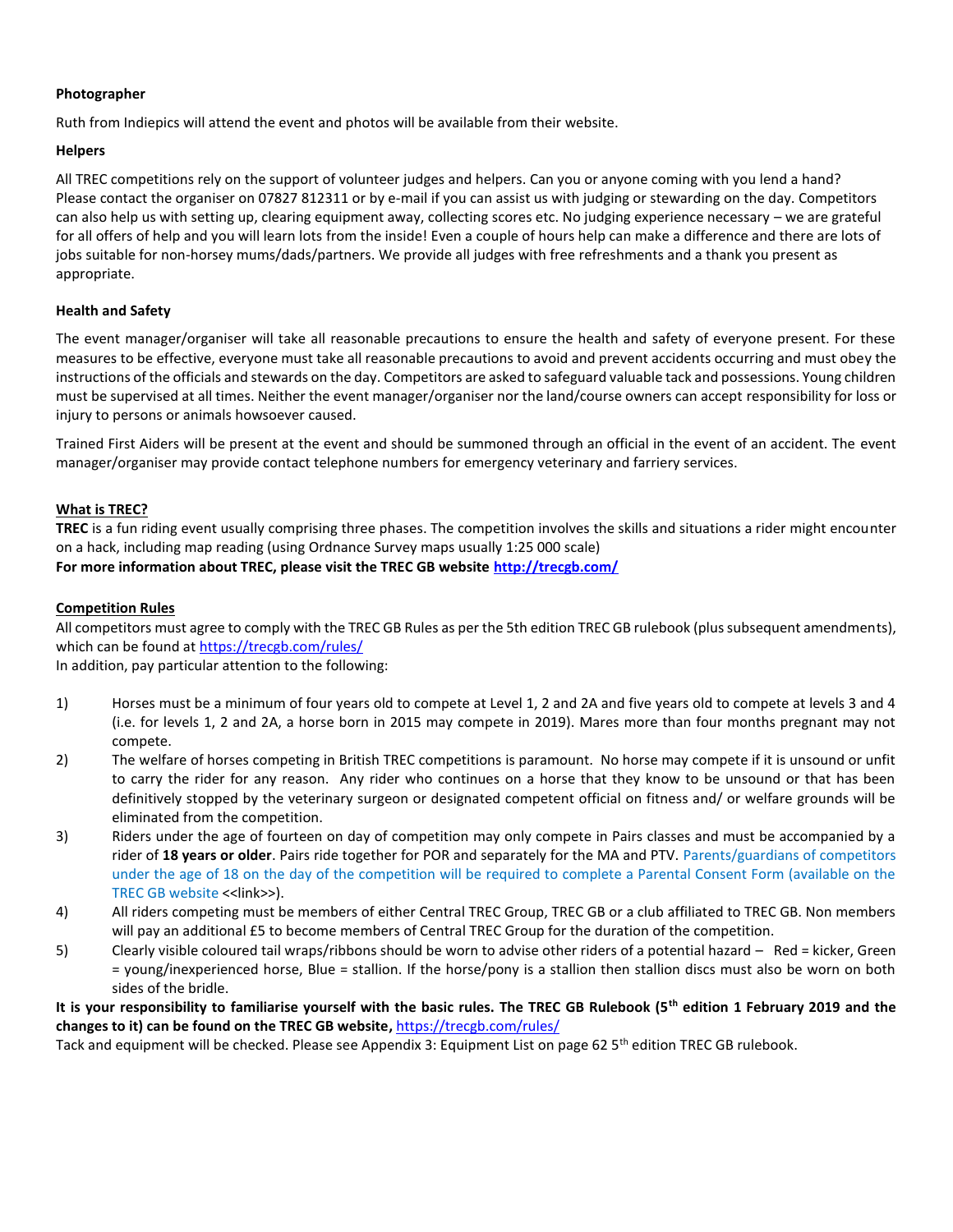**Photographer**

Ruth from Indiepics will attend the event and photos will be available from their website.

**Helpers**

All TREC competitions rely on the support of volunteer judges and helpers. Can you or anyone coming with you lend a hand? Please contact the organiser on 07827 812311 or by e-mail if you can assist us with judging or stewarding on the day. Competitors can also help us with setting up, clearing equipment away, collecting scores etc. No judging experience necessary – we are grateful for all offers of help and you will learn lots from the inside! Even a couple of hours help can make a difference and there are lots of jobs suitable for non-horsey mums/dads/partners. We provide all judges with free refreshments and a thank you present as appropriate.

**Health and Safety**

The event manager/organiser will take all reasonable precautions to ensure the health and safety of everyone present. For these measures to be effective, everyone must take all reasonable precautions to avoid and prevent accidents occurring and must obey the instructions of the officials and stewards on the day. Competitors are asked to safeguard valuable tack and possessions. Young children must be supervised at all times. Neither the event manager/organiser nor the land/course owners can accept responsibility for loss or injury to persons or animals howsoever caused.

Trained First Aiders will be present at the event and should be summoned through an official in the event of an accident. The event manager/organiser may provide contact telephone numbers for emergency veterinary and farriery services.

**What is TREC?**

**TREC** is a fun riding event usually comprising three phases. The competition involves the skills and situations a rider might encounter on a hack, including map reading (using Ordnance Survey maps usually 1:25 000 scale)

**For more information about TREC, please visit the TREC GB website [http://trecgb.com/](http://trecgb.com/)**

**Competition Rules**

All competitors must agree to comply with the TREC GB Rules as per the 5th edition TREC GB rulebook (plus subsequent amendments), which can be found at [https://trecgb.com/rules/](https://trecgb.com/rules/)

In addition, pay particular attention to the following:

1) Horses must be a minimum of four years old to compete at Level 1, 2 and 2A and five years old to compete at levels 3 and 4 (i.e. for levels 1, 2 and 2A, a horse born in 2015 may compete in 2019). Mares more than four months pregnant may not compete.
2) The welfare of horses competing in British TREC competitions is paramount. No horse may compete if it is unsound or unfit to carry the rider for any reason. Any rider who continues on a horse that they know to be unsound or that has been definitively stopped by the veterinary surgeon or designated competent official on fitness and/ or welfare grounds will be eliminated from the competition.
3) Riders under the age of fourteen on day of competition may only compete in Pairs classes and must be accompanied by a rider of **18 years or older**. Pairs ride together for POR and separately for the MA and PTV. Parents/guardians of competitors under the age of 18 on the day of the competition will be required to complete a Parental Consent Form (available on the TREC GB website <<link>>).
4) All riders competing must be members of either Central TREC Group, TREC GB or a club affiliated to TREC GB. Non members will pay an additional £5 to become members of Central TREC Group for the duration of the competition.
5) Clearly visible coloured tail wraps/ribbons should be worn to advise other riders of a potential hazard – Red = kicker, Green = young/inexperienced horse, Blue = stallion. If the horse/pony is a stallion then stallion discs must also be worn on both sides of the bridle.

**It is your responsibility to familiarise yourself with the basic rules. The TREC GB Rulebook (5th edition 1 February 2019 and the changes to it) can be found on the TREC GB website,** [https://trecgb.com/rules/](https://trecgb.com/rules/)

Tack and equipment will be checked. Please see Appendix 3: Equipment List on page 62 5th edition TREC GB rulebook.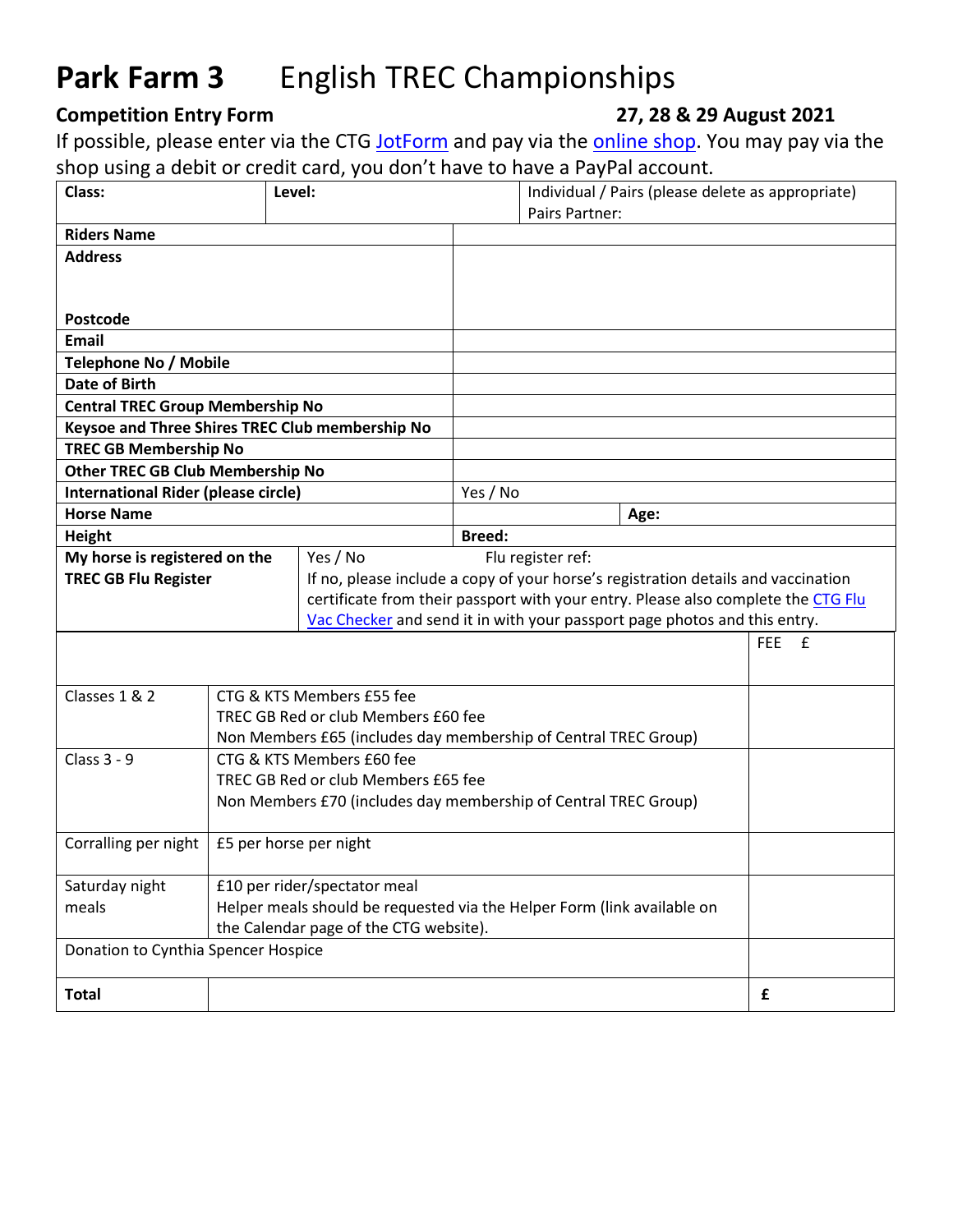# **Park Farm 3** English TREC Championships

**Competition Entry Form** **27, 28 & 29 August 2021**

If possible, please enter via the CTG JotForm and pay via the online shop. You may pay via the shop using a debit or credit card, you don't have to have a PayPal account.

| **Class:** | **Level:** | Individual / Pairs (please delete as appropriate)<br>Pairs Partner: |
|---|---|---|

| | | |
|---|---|---|
| **Riders Name** | | |
| **Address**<br><br><br>**Postcode** | | |
| **Email** | | |
| **Telephone No / Mobile** | | |
| **Date of Birth** | | |
| **Central TREC Group Membership No** | | |
| **Keysoe and Three Shires TREC Club membership No** | | |
| **TREC GB Membership No** | | |
| **Other TREC GB Club Membership No** | | |
| **International Rider (please circle)** | Yes / No | |
| **Horse Name** | | **Age:** |
| **Height** | **Breed:** | |

| | |
|---|---|
| **My horse is registered on the TREC GB Flu Register** | Yes / No Flu register ref:<br>If no, please include a copy of your horse's registration details and vaccination certificate from their passport with your entry. Please also complete the CTG Flu Vac Checker and send it in with your passport page photos and this entry. |

| | | FEE £ |
|---|---|---|
| Classes 1 & 2 | CTG & KTS Members £55 fee<br>TREC GB Red or club Members £60 fee<br>Non Members £65 (includes day membership of Central TREC Group) | |
| Class 3 - 9 | CTG & KTS Members £60 fee<br>TREC GB Red or club Members £65 fee<br>Non Members £70 (includes day membership of Central TREC Group) | |
| Corralling per night | £5 per horse per night | |
| Saturday night meals | £10 per rider/spectator meal<br>Helper meals should be requested via the Helper Form (link available on the Calendar page of the CTG website). | |
| Donation to Cynthia Spencer Hospice | | |
| **Total** | | **£** |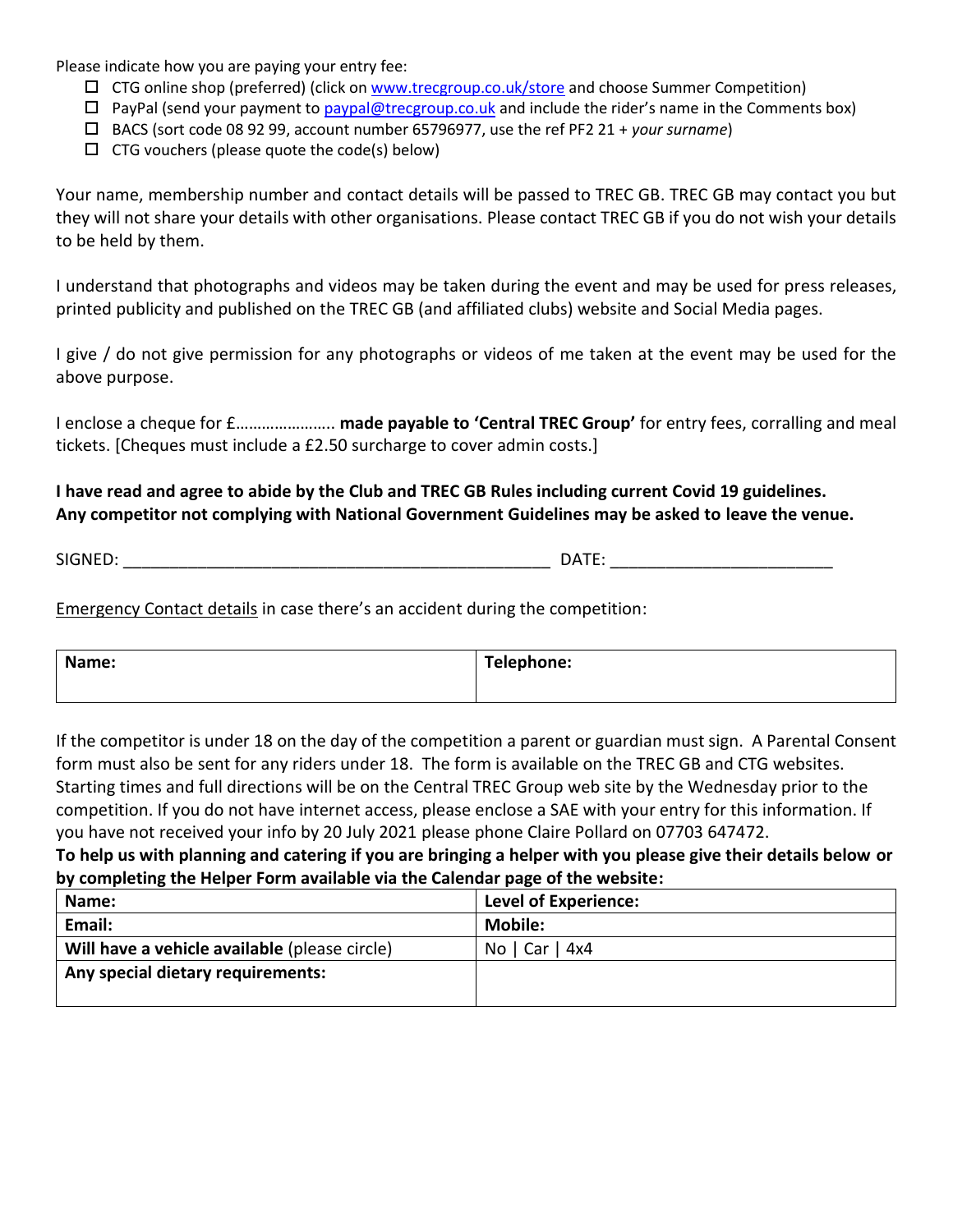Please indicate how you are paying your entry fee:

- ☐ CTG online shop (preferred) (click on [www.trecgroup.co.uk/store](http://www.trecgroup.co.uk/store) and choose Summer Competition)
- ☐ PayPal (send your payment to [paypal@trecgroup.co.uk](mailto:paypal@trecgroup.co.uk) and include the rider's name in the Comments box)
- ☐ BACS (sort code 08 92 99, account number 65796977, use the ref PF2 21 + *your surname*)
- ☐ CTG vouchers (please quote the code(s) below)

Your name, membership number and contact details will be passed to TREC GB. TREC GB may contact you but they will not share your details with other organisations. Please contact TREC GB if you do not wish your details to be held by them.

I understand that photographs and videos may be taken during the event and may be used for press releases, printed publicity and published on the TREC GB (and affiliated clubs) website and Social Media pages.

I give / do not give permission for any photographs or videos of me taken at the event may be used for the above purpose.

I enclose a cheque for £………………….. **made payable to 'Central TREC Group'** for entry fees, corralling and meal tickets. [Cheques must include a £2.50 surcharge to cover admin costs.]

**I have read and agree to abide by the Club and TREC GB Rules including current Covid 19 guidelines. Any competitor not complying with National Government Guidelines may be asked to leave the venue.**

SIGNED: ____________________________________________ DATE: _______________________

Emergency Contact details in case there's an accident during the competition:

| | |
|---|---|
| **Name:** | **Telephone:** |

If the competitor is under 18 on the day of the competition a parent or guardian must sign. A Parental Consent form must also be sent for any riders under 18. The form is available on the TREC GB and CTG websites. Starting times and full directions will be on the Central TREC Group web site by the Wednesday prior to the competition. If you do not have internet access, please enclose a SAE with your entry for this information. If you have not received your info by 20 July 2021 please phone Claire Pollard on 07703 647472.

**To help us with planning and catering if you are bringing a helper with you please give their details below or by completing the Helper Form available via the Calendar page of the website:**

| | |
|---|---|
| **Name:** | **Level of Experience:** |
| **Email:** | **Mobile:** |
| **Will have a vehicle available** (please circle) | No \| Car \| 4x4 |
| **Any special dietary requirements:** | |